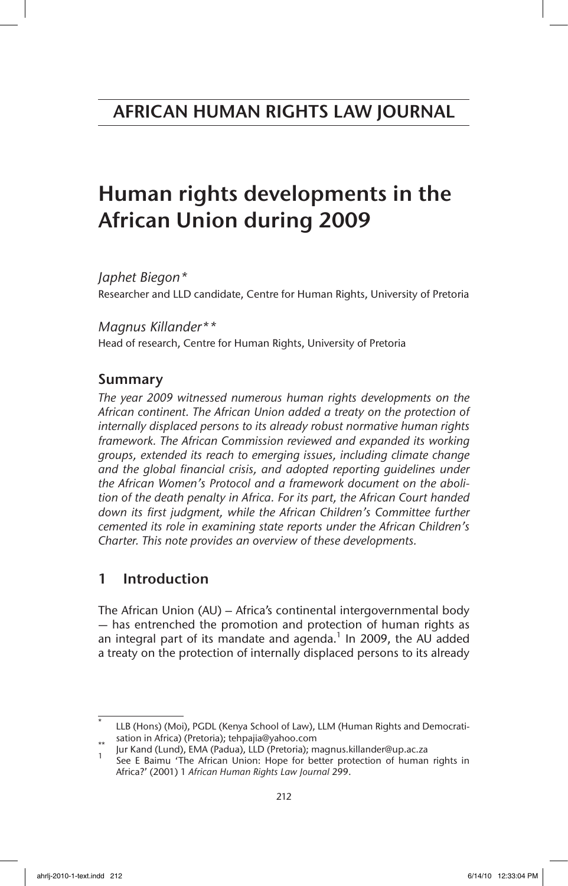# AFRICAN HUMAN RIGHTS LAW JOURNAL

# Human rights developments in the African Union during 2009

*Japhet Biegon\**
Researcher and LLD candidate, Centre for Human Rights, University of Pretoria

*Magnus Killander\*\**
Head of research, Centre for Human Rights, University of Pretoria

## Summary

*The year 2009 witnessed numerous human rights developments on the African continent. The African Union added a treaty on the protection of internally displaced persons to its already robust normative human rights framework. The African Commission reviewed and expanded its working groups, extended its reach to emerging issues, including climate change and the global financial crisis, and adopted reporting guidelines under the African Women's Protocol and a framework document on the abolition of the death penalty in Africa. For its part, the African Court handed down its first judgment, while the African Children's Committee further cemented its role in examining state reports under the African Children's Charter. This note provides an overview of these developments.*

## 1 Introduction

The African Union (AU) – Africa's continental intergovernmental body — has entrenched the promotion and protection of human rights as an integral part of its mandate and agenda.[1] In 2009, the AU added a treaty on the protection of internally displaced persons to its already

---

\* LLB (Hons) (Moi), PGDL (Kenya School of Law), LLM (Human Rights and Democratisation in Africa) (Pretoria); tehpajia@yahoo.com

\*\* Jur Kand (Lund), EMA (Padua), LLD (Pretoria); magnus.killander@up.ac.za

[1] See E Baimu 'The African Union: Hope for better protection of human rights in Africa?' (2001) 1 *African Human Rights Law Journal* 299.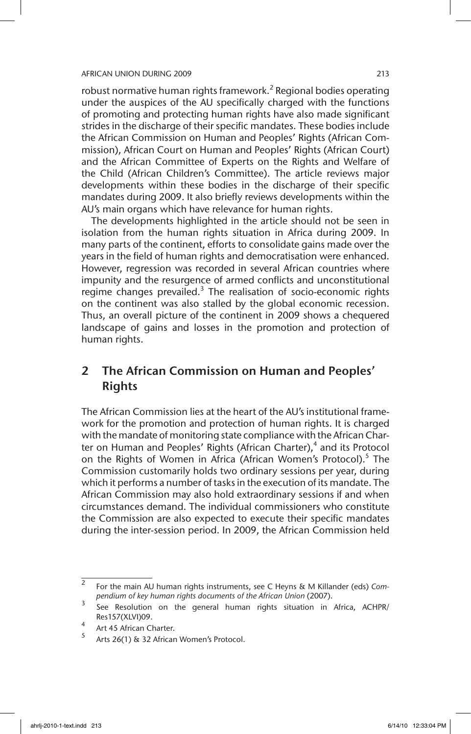robust normative human rights framework.[2] Regional bodies operating under the auspices of the AU specifically charged with the functions of promoting and protecting human rights have also made significant strides in the discharge of their specific mandates. These bodies include the African Commission on Human and Peoples' Rights (African Commission), African Court on Human and Peoples' Rights (African Court) and the African Committee of Experts on the Rights and Welfare of the Child (African Children's Committee). The article reviews major developments within these bodies in the discharge of their specific mandates during 2009. It also briefly reviews developments within the AU's main organs which have relevance for human rights.

The developments highlighted in the article should not be seen in isolation from the human rights situation in Africa during 2009. In many parts of the continent, efforts to consolidate gains made over the years in the field of human rights and democratisation were enhanced. However, regression was recorded in several African countries where impunity and the resurgence of armed conflicts and unconstitutional regime changes prevailed.[3] The realisation of socio-economic rights on the continent was also stalled by the global economic recession. Thus, an overall picture of the continent in 2009 shows a chequered landscape of gains and losses in the promotion and protection of human rights.

## 2 The African Commission on Human and Peoples' Rights

The African Commission lies at the heart of the AU's institutional framework for the promotion and protection of human rights. It is charged with the mandate of monitoring state compliance with the African Charter on Human and Peoples' Rights (African Charter),[4] and its Protocol on the Rights of Women in Africa (African Women's Protocol).[5] The Commission customarily holds two ordinary sessions per year, during which it performs a number of tasks in the execution of its mandate. The African Commission may also hold extraordinary sessions if and when circumstances demand. The individual commissioners who constitute the Commission are also expected to execute their specific mandates during the inter-session period. In 2009, the African Commission held

---

[2] For the main AU human rights instruments, see C Heyns & M Killander (eds) *Compendium of key human rights documents of the African Union* (2007).

[3] See Resolution on the general human rights situation in Africa, ACHPR/Res157(XLVI)09.

[4] Art 45 African Charter.

[5] Arts 26(1) & 32 African Women's Protocol.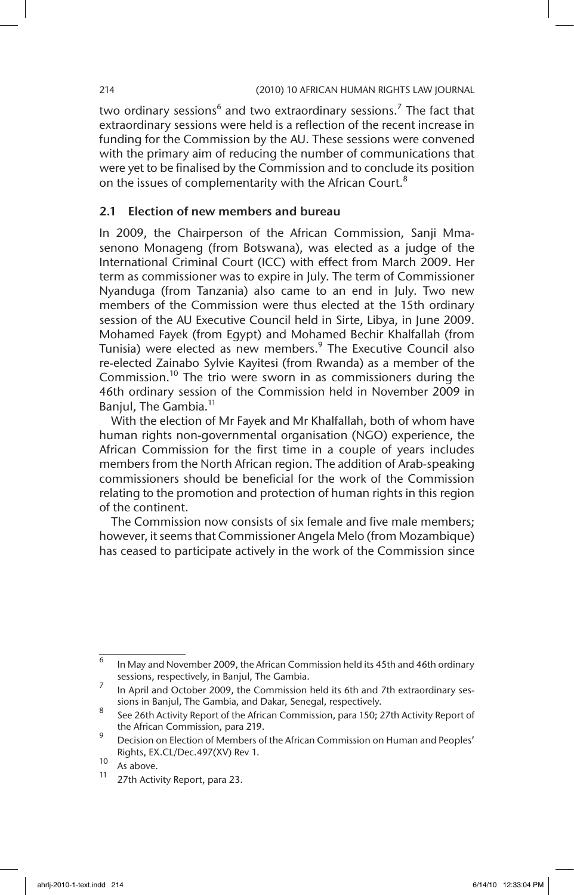two ordinary sessions[6] and two extraordinary sessions.[7] The fact that extraordinary sessions were held is a reflection of the recent increase in funding for the Commission by the AU. These sessions were convened with the primary aim of reducing the number of communications that were yet to be finalised by the Commission and to conclude its position on the issues of complementarity with the African Court.[8]

## 2.1 Election of new members and bureau

In 2009, the Chairperson of the African Commission, Sanji Mmasenono Monageng (from Botswana), was elected as a judge of the International Criminal Court (ICC) with effect from March 2009. Her term as commissioner was to expire in July. The term of Commissioner Nyanduga (from Tanzania) also came to an end in July. Two new members of the Commission were thus elected at the 15th ordinary session of the AU Executive Council held in Sirte, Libya, in June 2009. Mohamed Fayek (from Egypt) and Mohamed Bechir Khalfallah (from Tunisia) were elected as new members.[9] The Executive Council also re-elected Zainabo Sylvie Kayitesi (from Rwanda) as a member of the Commission.[10] The trio were sworn in as commissioners during the 46th ordinary session of the Commission held in November 2009 in Banjul, The Gambia.[11]

With the election of Mr Fayek and Mr Khalfallah, both of whom have human rights non-governmental organisation (NGO) experience, the African Commission for the first time in a couple of years includes members from the North African region. The addition of Arab-speaking commissioners should be beneficial for the work of the Commission relating to the promotion and protection of human rights in this region of the continent.

The Commission now consists of six female and five male members; however, it seems that Commissioner Angela Melo (from Mozambique) has ceased to participate actively in the work of the Commission since

---

[6] In May and November 2009, the African Commission held its 45th and 46th ordinary sessions, respectively, in Banjul, The Gambia.

[7] In April and October 2009, the Commission held its 6th and 7th extraordinary sessions in Banjul, The Gambia, and Dakar, Senegal, respectively.

[8] See 26th Activity Report of the African Commission, para 150; 27th Activity Report of the African Commission, para 219.

[9] Decision on Election of Members of the African Commission on Human and Peoples' Rights, EX.CL/Dec.497(XV) Rev 1.

[10] As above.

[11] 27th Activity Report, para 23.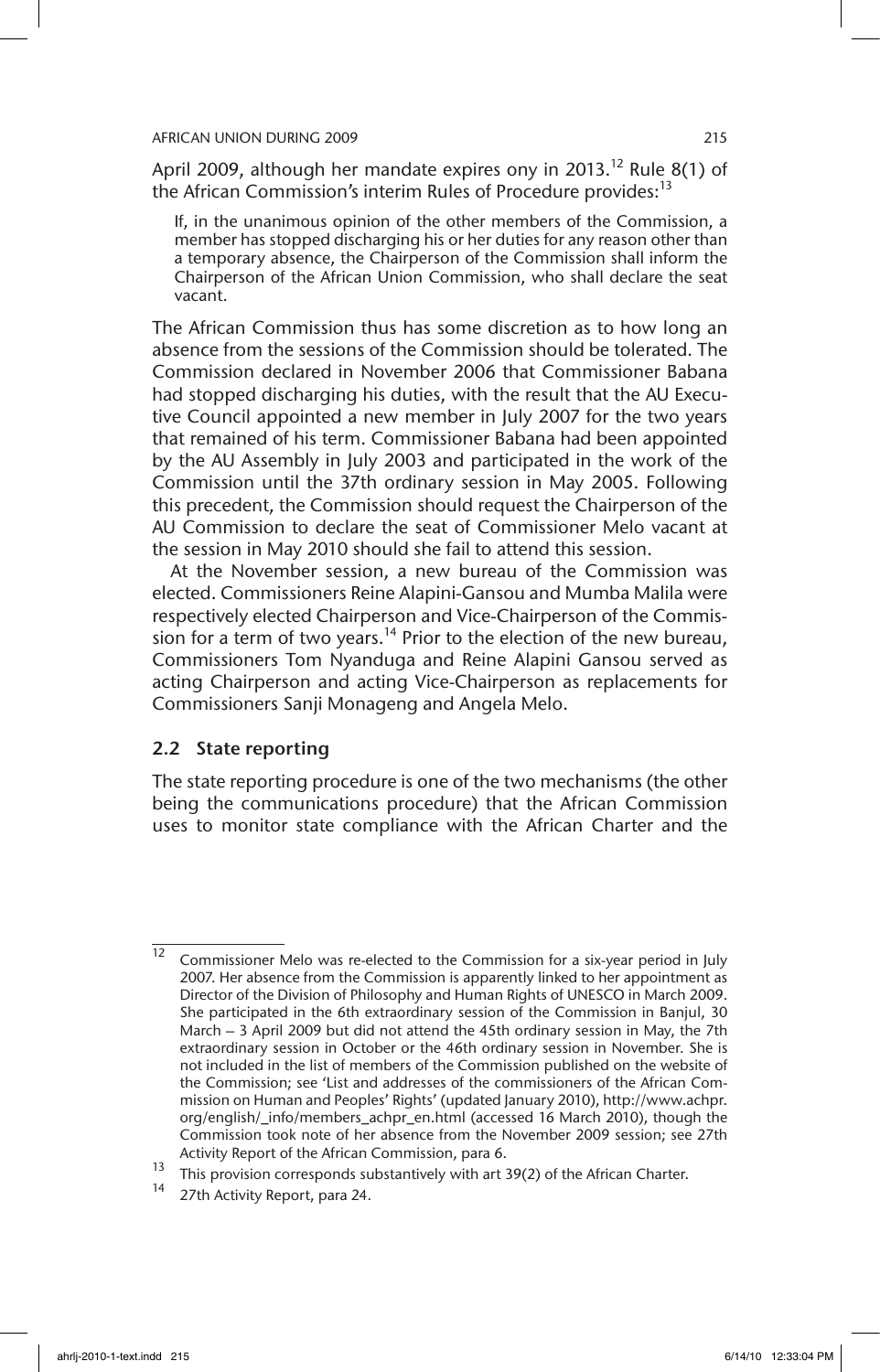April 2009, although her mandate expires ony in 2013.[12] Rule 8(1) of the African Commission's interim Rules of Procedure provides:[13]

> If, in the unanimous opinion of the other members of the Commission, a member has stopped discharging his or her duties for any reason other than a temporary absence, the Chairperson of the Commission shall inform the Chairperson of the African Union Commission, who shall declare the seat vacant.

The African Commission thus has some discretion as to how long an absence from the sessions of the Commission should be tolerated. The Commission declared in November 2006 that Commissioner Babana had stopped discharging his duties, with the result that the AU Executive Council appointed a new member in July 2007 for the two years that remained of his term. Commissioner Babana had been appointed by the AU Assembly in July 2003 and participated in the work of the Commission until the 37th ordinary session in May 2005. Following this precedent, the Commission should request the Chairperson of the AU Commission to declare the seat of Commissioner Melo vacant at the session in May 2010 should she fail to attend this session.

At the November session, a new bureau of the Commission was elected. Commissioners Reine Alapini-Gansou and Mumba Malila were respectively elected Chairperson and Vice-Chairperson of the Commission for a term of two years.[14] Prior to the election of the new bureau, Commissioners Tom Nyanduga and Reine Alapini Gansou served as acting Chairperson and acting Vice-Chairperson as replacements for Commissioners Sanji Monageng and Angela Melo.

### 2.2 State reporting

The state reporting procedure is one of the two mechanisms (the other being the communications procedure) that the African Commission uses to monitor state compliance with the African Charter and the

---

[12] Commissioner Melo was re-elected to the Commission for a six-year period in July 2007. Her absence from the Commission is apparently linked to her appointment as Director of the Division of Philosophy and Human Rights of UNESCO in March 2009. She participated in the 6th extraordinary session of the Commission in Banjul, 30 March – 3 April 2009 but did not attend the 45th ordinary session in May, the 7th extraordinary session in October or the 46th ordinary session in November. She is not included in the list of members of the Commission published on the website of the Commission; see 'List and addresses of the commissioners of the African Commission on Human and Peoples' Rights' (updated January 2010), http://www.achpr.org/english/_info/members_achpr_en.html (accessed 16 March 2010), though the Commission took note of her absence from the November 2009 session; see 27th Activity Report of the African Commission, para 6.

[13] This provision corresponds substantively with art 39(2) of the African Charter.

[14] 27th Activity Report, para 24.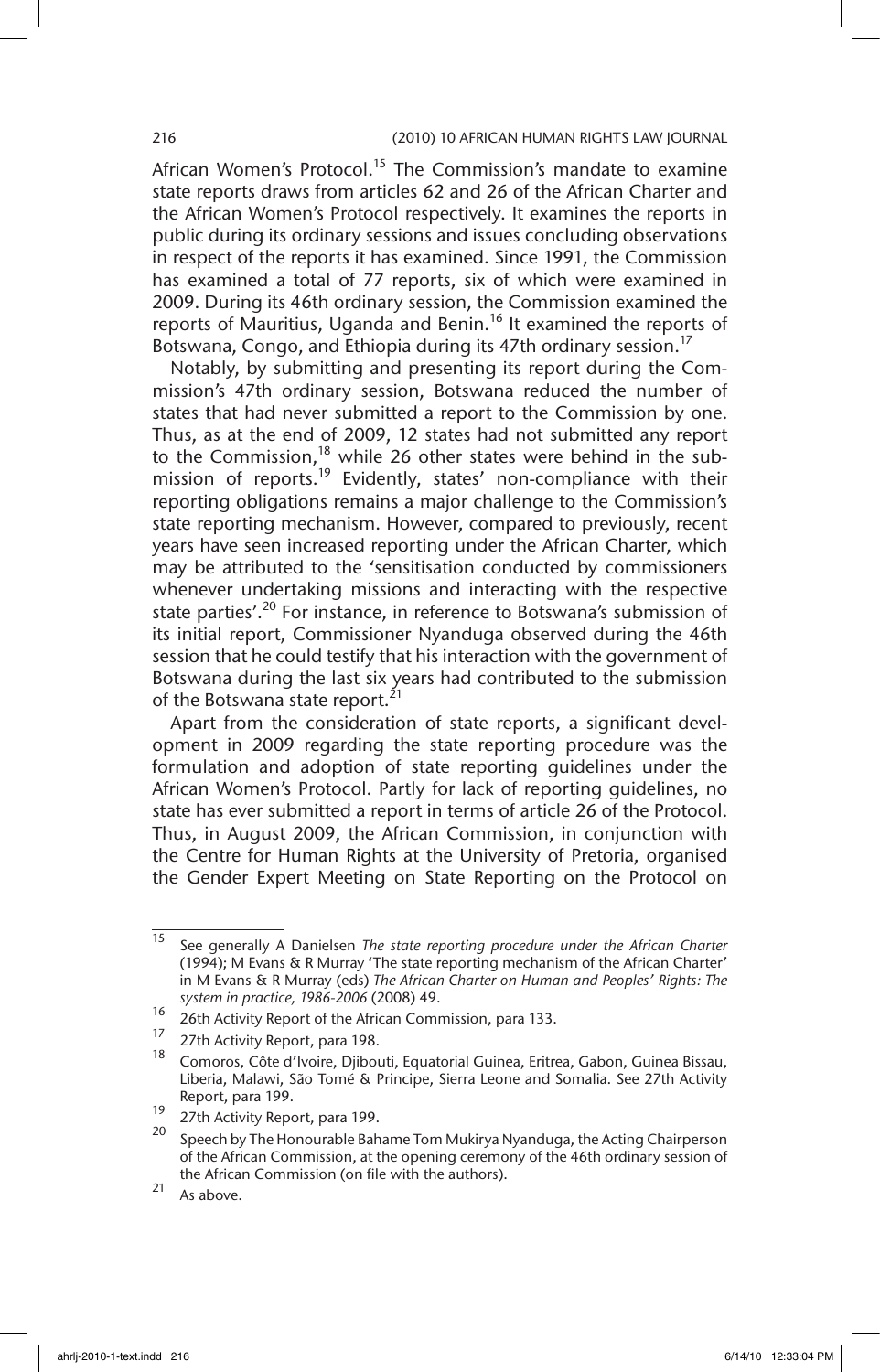African Women's Protocol.[15] The Commission's mandate to examine state reports draws from articles 62 and 26 of the African Charter and the African Women's Protocol respectively. It examines the reports in public during its ordinary sessions and issues concluding observations in respect of the reports it has examined. Since 1991, the Commission has examined a total of 77 reports, six of which were examined in 2009. During its 46th ordinary session, the Commission examined the reports of Mauritius, Uganda and Benin.[16] It examined the reports of Botswana, Congo, and Ethiopia during its 47th ordinary session.[17]

Notably, by submitting and presenting its report during the Commission's 47th ordinary session, Botswana reduced the number of states that had never submitted a report to the Commission by one. Thus, as at the end of 2009, 12 states had not submitted any report to the Commission,[18] while 26 other states were behind in the submission of reports.[19] Evidently, states' non-compliance with their reporting obligations remains a major challenge to the Commission's state reporting mechanism. However, compared to previously, recent years have seen increased reporting under the African Charter, which may be attributed to the 'sensitisation conducted by commissioners whenever undertaking missions and interacting with the respective state parties'.[20] For instance, in reference to Botswana's submission of its initial report, Commissioner Nyanduga observed during the 46th session that he could testify that his interaction with the government of Botswana during the last six years had contributed to the submission of the Botswana state report.[21]

Apart from the consideration of state reports, a significant development in 2009 regarding the state reporting procedure was the formulation and adoption of state reporting guidelines under the African Women's Protocol. Partly for lack of reporting guidelines, no state has ever submitted a report in terms of article 26 of the Protocol. Thus, in August 2009, the African Commission, in conjunction with the Centre for Human Rights at the University of Pretoria, organised the Gender Expert Meeting on State Reporting on the Protocol on

---

15 See generally A Danielsen *The state reporting procedure under the African Charter* (1994); M Evans & R Murray 'The state reporting mechanism of the African Charter' in M Evans & R Murray (eds) *The African Charter on Human and Peoples' Rights: The system in practice, 1986-2006* (2008) 49.

16 26th Activity Report of the African Commission, para 133.

17 27th Activity Report, para 198.

18 Comoros, Côte d'Ivoire, Djibouti, Equatorial Guinea, Eritrea, Gabon, Guinea Bissau, Liberia, Malawi, São Tomé & Principe, Sierra Leone and Somalia. See 27th Activity Report, para 199.

19 27th Activity Report, para 199.

20 Speech by The Honourable Bahame Tom Mukirya Nyanduga, the Acting Chairperson of the African Commission, at the opening ceremony of the 46th ordinary session of the African Commission (on file with the authors).

21 As above.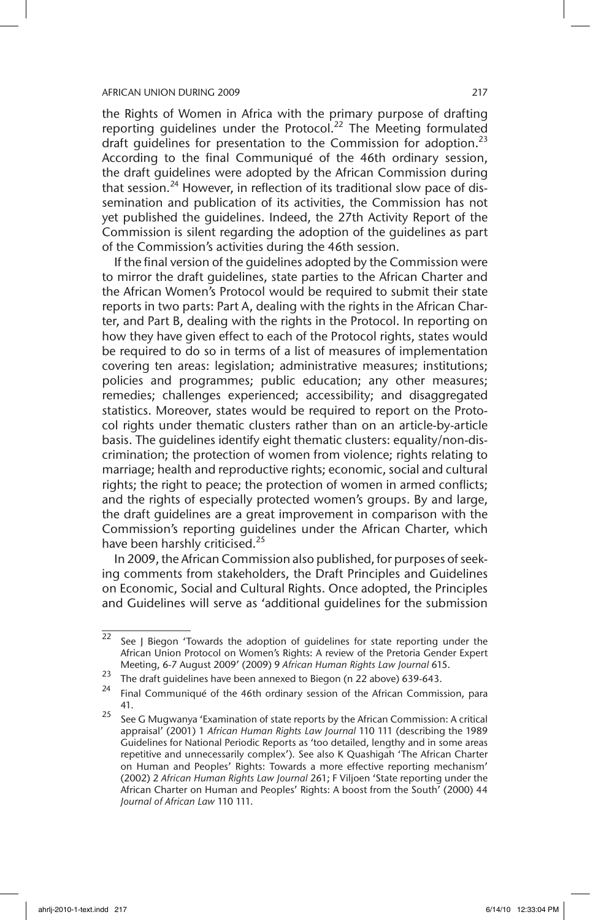the Rights of Women in Africa with the primary purpose of drafting reporting guidelines under the Protocol.[22] The Meeting formulated draft guidelines for presentation to the Commission for adoption.[23] According to the final Communiqué of the 46th ordinary session, the draft guidelines were adopted by the African Commission during that session.[24] However, in reflection of its traditional slow pace of dissemination and publication of its activities, the Commission has not yet published the guidelines. Indeed, the 27th Activity Report of the Commission is silent regarding the adoption of the guidelines as part of the Commission's activities during the 46th session.

If the final version of the guidelines adopted by the Commission were to mirror the draft guidelines, state parties to the African Charter and the African Women's Protocol would be required to submit their state reports in two parts: Part A, dealing with the rights in the African Charter, and Part B, dealing with the rights in the Protocol. In reporting on how they have given effect to each of the Protocol rights, states would be required to do so in terms of a list of measures of implementation covering ten areas: legislation; administrative measures; institutions; policies and programmes; public education; any other measures; remedies; challenges experienced; accessibility; and disaggregated statistics. Moreover, states would be required to report on the Protocol rights under thematic clusters rather than on an article-by-article basis. The guidelines identify eight thematic clusters: equality/non-discrimination; the protection of women from violence; rights relating to marriage; health and reproductive rights; economic, social and cultural rights; the right to peace; the protection of women in armed conflicts; and the rights of especially protected women's groups. By and large, the draft guidelines are a great improvement in comparison with the Commission's reporting guidelines under the African Charter, which have been harshly criticised.[25]

In 2009, the African Commission also published, for purposes of seeking comments from stakeholders, the Draft Principles and Guidelines on Economic, Social and Cultural Rights. Once adopted, the Principles and Guidelines will serve as 'additional guidelines for the submission

---

[22] See J Biegon 'Towards the adoption of guidelines for state reporting under the African Union Protocol on Women's Rights: A review of the Pretoria Gender Expert Meeting, 6-7 August 2009' (2009) 9 *African Human Rights Law Journal* 615.

[23] The draft guidelines have been annexed to Biegon (n 22 above) 639-643.

[24] Final Communiqué of the 46th ordinary session of the African Commission, para 41.

[25] See G Mugwanya 'Examination of state reports by the African Commission: A critical appraisal' (2001) 1 *African Human Rights Law Journal* 110 111 (describing the 1989 Guidelines for National Periodic Reports as 'too detailed, lengthy and in some areas repetitive and unnecessarily complex'). See also K Quashigah 'The African Charter on Human and Peoples' Rights: Towards a more effective reporting mechanism' (2002) 2 *African Human Rights Law Journal* 261; F Viljoen 'State reporting under the African Charter on Human and Peoples' Rights: A boost from the South' (2000) 44 *Journal of African Law* 110 111.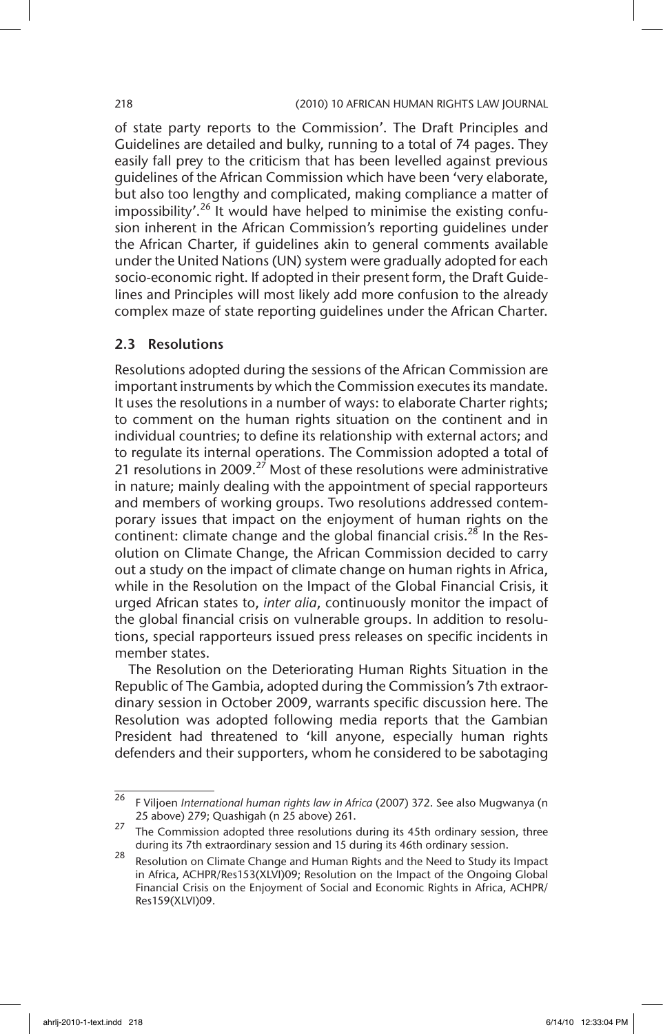of state party reports to the Commission'. The Draft Principles and Guidelines are detailed and bulky, running to a total of 74 pages. They easily fall prey to the criticism that has been levelled against previous guidelines of the African Commission which have been 'very elaborate, but also too lengthy and complicated, making compliance a matter of impossibility'.[26] It would have helped to minimise the existing confusion inherent in the African Commission's reporting guidelines under the African Charter, if guidelines akin to general comments available under the United Nations (UN) system were gradually adopted for each socio-economic right. If adopted in their present form, the Draft Guidelines and Principles will most likely add more confusion to the already complex maze of state reporting guidelines under the African Charter.

### 2.3 Resolutions

Resolutions adopted during the sessions of the African Commission are important instruments by which the Commission executes its mandate. It uses the resolutions in a number of ways: to elaborate Charter rights; to comment on the human rights situation on the continent and in individual countries; to define its relationship with external actors; and to regulate its internal operations. The Commission adopted a total of 21 resolutions in 2009.[27] Most of these resolutions were administrative in nature; mainly dealing with the appointment of special rapporteurs and members of working groups. Two resolutions addressed contemporary issues that impact on the enjoyment of human rights on the continent: climate change and the global financial crisis.[28] In the Resolution on Climate Change, the African Commission decided to carry out a study on the impact of climate change on human rights in Africa, while in the Resolution on the Impact of the Global Financial Crisis, it urged African states to, *inter alia*, continuously monitor the impact of the global financial crisis on vulnerable groups. In addition to resolutions, special rapporteurs issued press releases on specific incidents in member states.

The Resolution on the Deteriorating Human Rights Situation in the Republic of The Gambia, adopted during the Commission's 7th extraordinary session in October 2009, warrants specific discussion here. The Resolution was adopted following media reports that the Gambian President had threatened to 'kill anyone, especially human rights defenders and their supporters, whom he considered to be sabotaging

---

26 F Viljoen *International human rights law in Africa* (2007) 372. See also Mugwanya (n 25 above) 279; Quashigah (n 25 above) 261.

27 The Commission adopted three resolutions during its 45th ordinary session, three during its 7th extraordinary session and 15 during its 46th ordinary session.

28 Resolution on Climate Change and Human Rights and the Need to Study its Impact in Africa, ACHPR/Res153(XLVI)09; Resolution on the Impact of the Ongoing Global Financial Crisis on the Enjoyment of Social and Economic Rights in Africa, ACHPR/Res159(XLVI)09.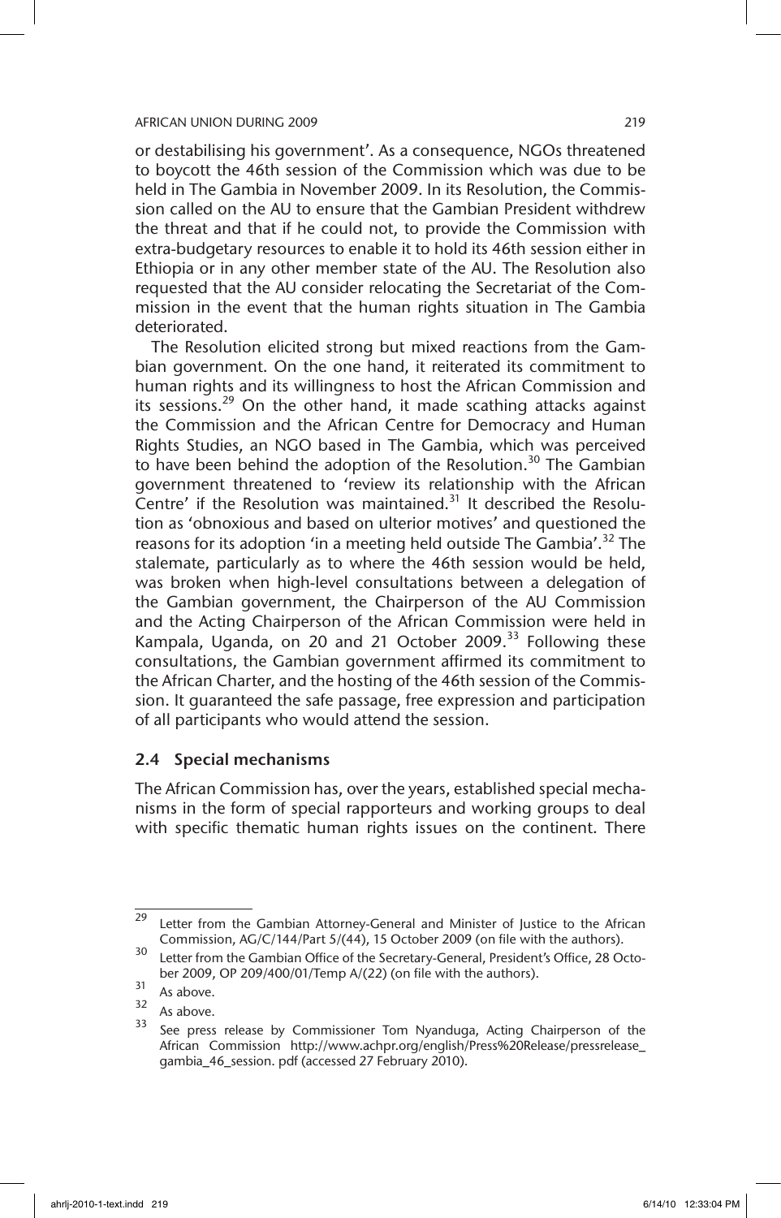or destabilising his government'. As a consequence, NGOs threatened to boycott the 46th session of the Commission which was due to be held in The Gambia in November 2009. In its Resolution, the Commission called on the AU to ensure that the Gambian President withdrew the threat and that if he could not, to provide the Commission with extra-budgetary resources to enable it to hold its 46th session either in Ethiopia or in any other member state of the AU. The Resolution also requested that the AU consider relocating the Secretariat of the Commission in the event that the human rights situation in The Gambia deteriorated.

The Resolution elicited strong but mixed reactions from the Gambian government. On the one hand, it reiterated its commitment to human rights and its willingness to host the African Commission and its sessions.[29] On the other hand, it made scathing attacks against the Commission and the African Centre for Democracy and Human Rights Studies, an NGO based in The Gambia, which was perceived to have been behind the adoption of the Resolution.[30] The Gambian government threatened to 'review its relationship with the African Centre' if the Resolution was maintained.[31] It described the Resolution as 'obnoxious and based on ulterior motives' and questioned the reasons for its adoption 'in a meeting held outside The Gambia'.[32] The stalemate, particularly as to where the 46th session would be held, was broken when high-level consultations between a delegation of the Gambian government, the Chairperson of the AU Commission and the Acting Chairperson of the African Commission were held in Kampala, Uganda, on 20 and 21 October 2009.[33] Following these consultations, the Gambian government affirmed its commitment to the African Charter, and the hosting of the 46th session of the Commission. It guaranteed the safe passage, free expression and participation of all participants who would attend the session.

### 2.4 Special mechanisms

The African Commission has, over the years, established special mechanisms in the form of special rapporteurs and working groups to deal with specific thematic human rights issues on the continent. There

---

[29] Letter from the Gambian Attorney-General and Minister of Justice to the African Commission, AG/C/144/Part 5/(44), 15 October 2009 (on file with the authors).

[30] Letter from the Gambian Office of the Secretary-General, President's Office, 28 October 2009, OP 209/400/01/Temp A/(22) (on file with the authors).

[31] As above.

[32] As above.

[33] See press release by Commissioner Tom Nyanduga, Acting Chairperson of the African Commission http://www.achpr.org/english/Press%20Release/pressrelease_gambia_46_session. pdf (accessed 27 February 2010).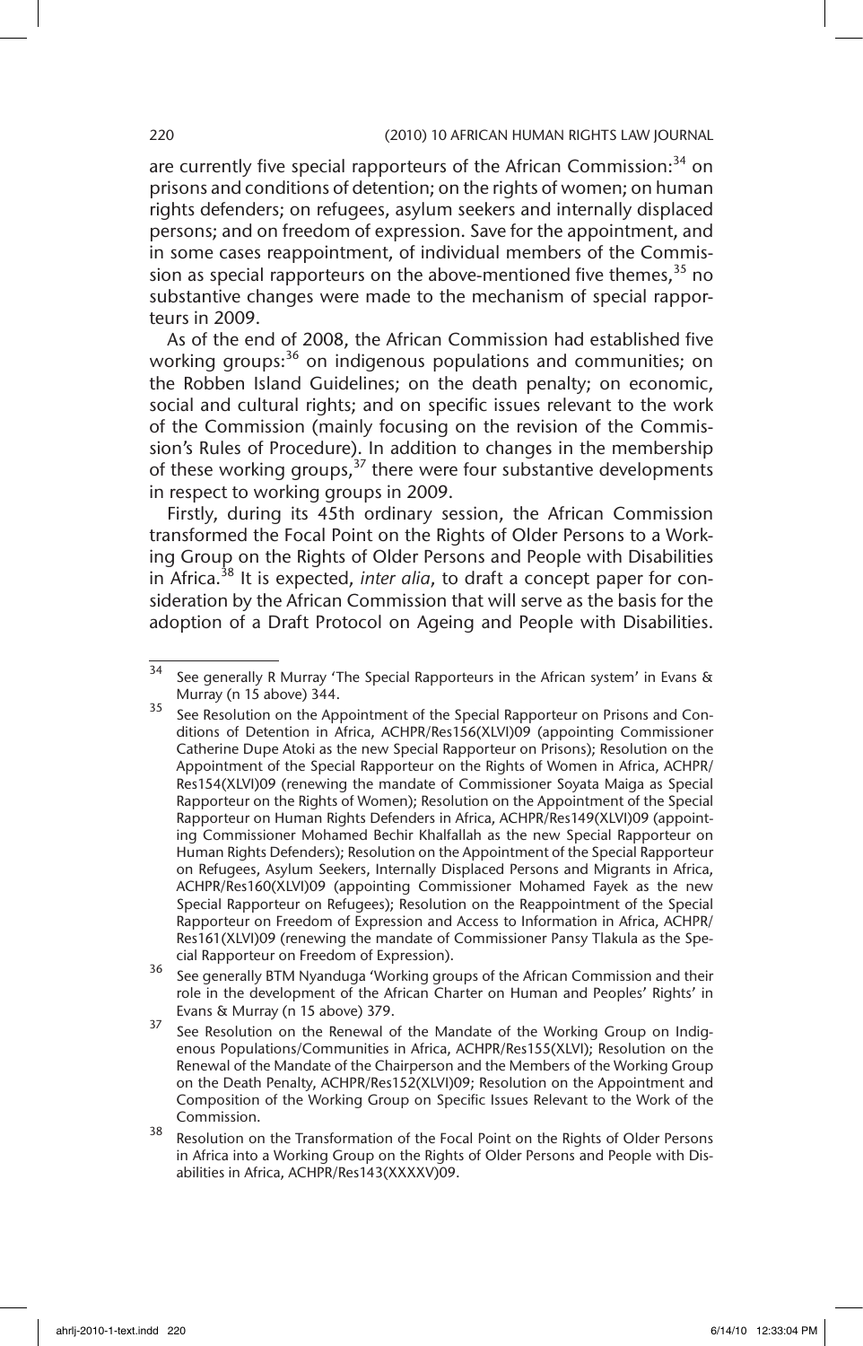are currently five special rapporteurs of the African Commission:[34] on prisons and conditions of detention; on the rights of women; on human rights defenders; on refugees, asylum seekers and internally displaced persons; and on freedom of expression. Save for the appointment, and in some cases reappointment, of individual members of the Commission as special rapporteurs on the above-mentioned five themes,[35] no substantive changes were made to the mechanism of special rapporteurs in 2009.

As of the end of 2008, the African Commission had established five working groups:[36] on indigenous populations and communities; on the Robben Island Guidelines; on the death penalty; on economic, social and cultural rights; and on specific issues relevant to the work of the Commission (mainly focusing on the revision of the Commission's Rules of Procedure). In addition to changes in the membership of these working groups,[37] there were four substantive developments in respect to working groups in 2009.

Firstly, during its 45th ordinary session, the African Commission transformed the Focal Point on the Rights of Older Persons to a Working Group on the Rights of Older Persons and People with Disabilities in Africa.[38] It is expected, *inter alia*, to draft a concept paper for consideration by the African Commission that will serve as the basis for the adoption of a Draft Protocol on Ageing and People with Disabilities.

---

[34] See generally R Murray 'The Special Rapporteurs in the African system' in Evans & Murray (n 15 above) 344.

[35] See Resolution on the Appointment of the Special Rapporteur on Prisons and Conditions of Detention in Africa, ACHPR/Res156(XLVI)09 (appointing Commissioner Catherine Dupe Atoki as the new Special Rapporteur on Prisons); Resolution on the Appointment of the Special Rapporteur on the Rights of Women in Africa, ACHPR/Res154(XLVI)09 (renewing the mandate of Commissioner Soyata Maiga as Special Rapporteur on the Rights of Women); Resolution on the Appointment of the Special Rapporteur on Human Rights Defenders in Africa, ACHPR/Res149(XLVI)09 (appointing Commissioner Mohamed Bechir Khalfallah as the new Special Rapporteur on Human Rights Defenders); Resolution on the Appointment of the Special Rapporteur on Refugees, Asylum Seekers, Internally Displaced Persons and Migrants in Africa, ACHPR/Res160(XLVI)09 (appointing Commissioner Mohamed Fayek as the new Special Rapporteur on Refugees); Resolution on the Reappointment of the Special Rapporteur on Freedom of Expression and Access to Information in Africa, ACHPR/Res161(XLVI)09 (renewing the mandate of Commissioner Pansy Tlakula as the Special Rapporteur on Freedom of Expression).

[36] See generally BTM Nyanduga 'Working groups of the African Commission and their role in the development of the African Charter on Human and Peoples' Rights' in Evans & Murray (n 15 above) 379.

[37] See Resolution on the Renewal of the Mandate of the Working Group on Indigenous Populations/Communities in Africa, ACHPR/Res155(XLVI); Resolution on the Renewal of the Mandate of the Chairperson and the Members of the Working Group on the Death Penalty, ACHPR/Res152(XLVI)09; Resolution on the Appointment and Composition of the Working Group on Specific Issues Relevant to the Work of the Commission.

[38] Resolution on the Transformation of the Focal Point on the Rights of Older Persons in Africa into a Working Group on the Rights of Older Persons and People with Disabilities in Africa, ACHPR/Res143(XXXXV)09.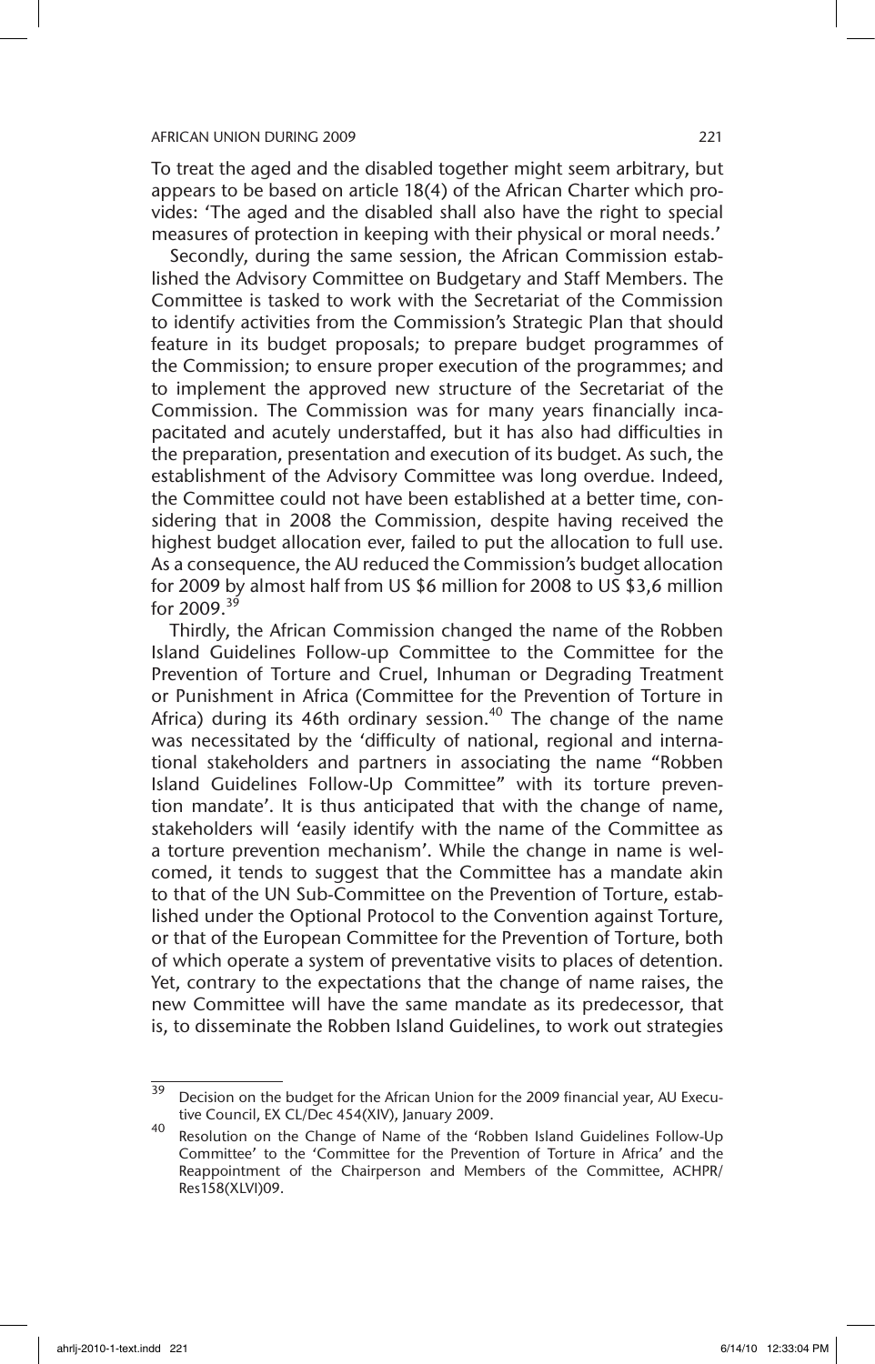To treat the aged and the disabled together might seem arbitrary, but appears to be based on article 18(4) of the African Charter which provides: 'The aged and the disabled shall also have the right to special measures of protection in keeping with their physical or moral needs.'

Secondly, during the same session, the African Commission established the Advisory Committee on Budgetary and Staff Members. The Committee is tasked to work with the Secretariat of the Commission to identify activities from the Commission's Strategic Plan that should feature in its budget proposals; to prepare budget programmes of the Commission; to ensure proper execution of the programmes; and to implement the approved new structure of the Secretariat of the Commission. The Commission was for many years financially incapacitated and acutely understaffed, but it has also had difficulties in the preparation, presentation and execution of its budget. As such, the establishment of the Advisory Committee was long overdue. Indeed, the Committee could not have been established at a better time, considering that in 2008 the Commission, despite having received the highest budget allocation ever, failed to put the allocation to full use. As a consequence, the AU reduced the Commission's budget allocation for 2009 by almost half from US $6 million for 2008 to US $3,6 million for 2009.[39]

Thirdly, the African Commission changed the name of the Robben Island Guidelines Follow-up Committee to the Committee for the Prevention of Torture and Cruel, Inhuman or Degrading Treatment or Punishment in Africa (Committee for the Prevention of Torture in Africa) during its 46th ordinary session.[40] The change of the name was necessitated by the 'difficulty of national, regional and international stakeholders and partners in associating the name "Robben Island Guidelines Follow-Up Committee" with its torture prevention mandate'. It is thus anticipated that with the change of name, stakeholders will 'easily identify with the name of the Committee as a torture prevention mechanism'. While the change in name is welcomed, it tends to suggest that the Committee has a mandate akin to that of the UN Sub-Committee on the Prevention of Torture, established under the Optional Protocol to the Convention against Torture, or that of the European Committee for the Prevention of Torture, both of which operate a system of preventative visits to places of detention. Yet, contrary to the expectations that the change of name raises, the new Committee will have the same mandate as its predecessor, that is, to disseminate the Robben Island Guidelines, to work out strategies

---

[39] Decision on the budget for the African Union for the 2009 financial year, AU Executive Council, EX CL/Dec 454(XIV), January 2009.

[40] Resolution on the Change of Name of the 'Robben Island Guidelines Follow-Up Committee' to the 'Committee for the Prevention of Torture in Africa' and the Reappointment of the Chairperson and Members of the Committee, ACHPR/Res158(XLVI)09.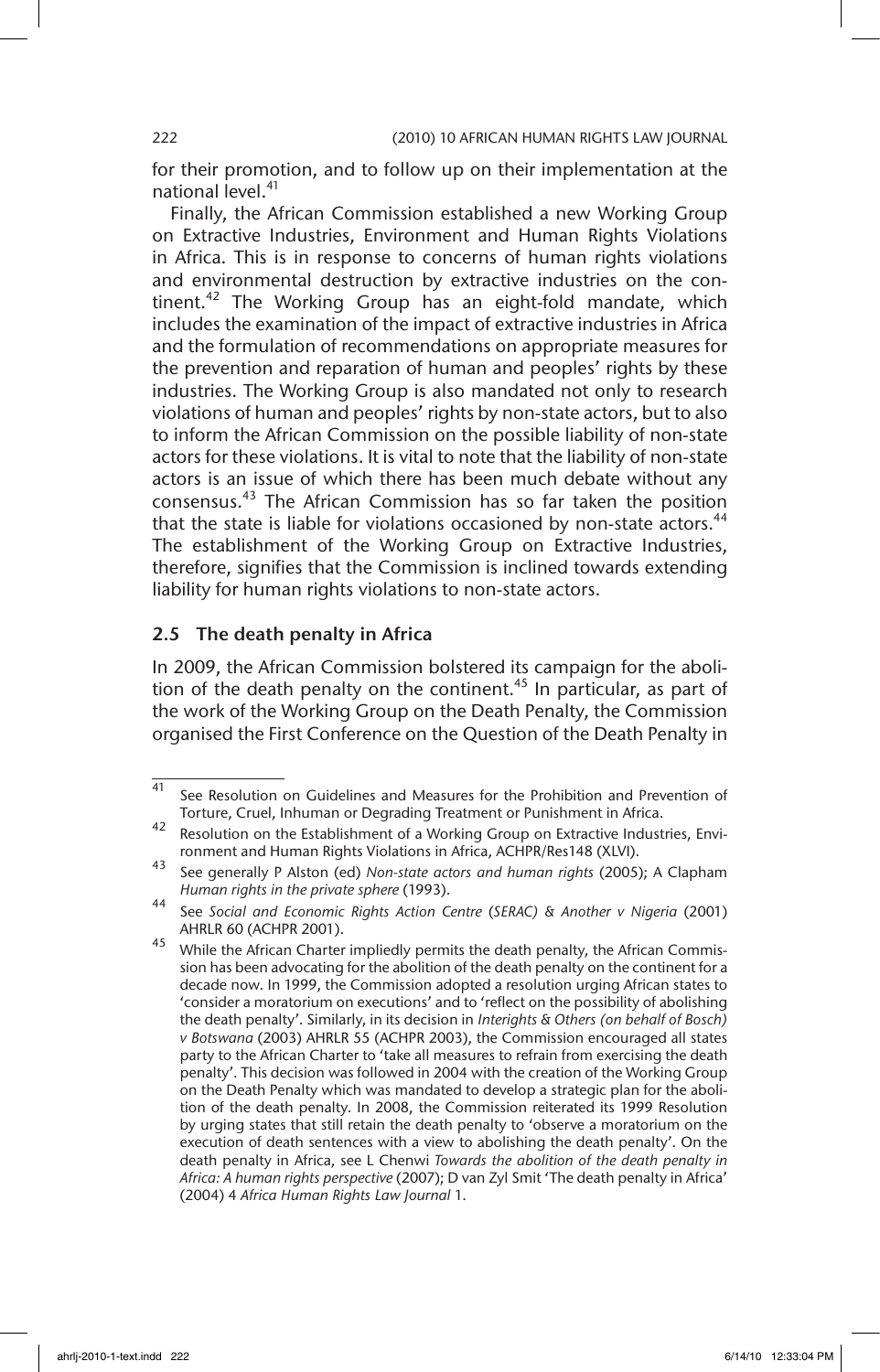for their promotion, and to follow up on their implementation at the national level.[41]

Finally, the African Commission established a new Working Group on Extractive Industries, Environment and Human Rights Violations in Africa. This is in response to concerns of human rights violations and environmental destruction by extractive industries on the continent.[42] The Working Group has an eight-fold mandate, which includes the examination of the impact of extractive industries in Africa and the formulation of recommendations on appropriate measures for the prevention and reparation of human and peoples' rights by these industries. The Working Group is also mandated not only to research violations of human and peoples' rights by non-state actors, but to also to inform the African Commission on the possible liability of non-state actors for these violations. It is vital to note that the liability of non-state actors is an issue of which there has been much debate without any consensus.[43] The African Commission has so far taken the position that the state is liable for violations occasioned by non-state actors.[44] The establishment of the Working Group on Extractive Industries, therefore, signifies that the Commission is inclined towards extending liability for human rights violations to non-state actors.

## 2.5 The death penalty in Africa

In 2009, the African Commission bolstered its campaign for the abolition of the death penalty on the continent.[45] In particular, as part of the work of the Working Group on the Death Penalty, the Commission organised the First Conference on the Question of the Death Penalty in

---

[41] See Resolution on Guidelines and Measures for the Prohibition and Prevention of Torture, Cruel, Inhuman or Degrading Treatment or Punishment in Africa.

[42] Resolution on the Establishment of a Working Group on Extractive Industries, Environment and Human Rights Violations in Africa, ACHPR/Res148 (XLVI).

[43] See generally P Alston (ed) *Non-state actors and human rights* (2005); A Clapham *Human rights in the private sphere* (1993).

[44] See *Social and Economic Rights Action Centre (SERAC) & Another v Nigeria* (2001) AHRLR 60 (ACHPR 2001).

[45] While the African Charter impliedly permits the death penalty, the African Commission has been advocating for the abolition of the death penalty on the continent for a decade now. In 1999, the Commission adopted a resolution urging African states to 'consider a moratorium on executions' and to 'reflect on the possibility of abolishing the death penalty'. Similarly, in its decision in *Interights & Others (on behalf of Bosch) v Botswana* (2003) AHRLR 55 (ACHPR 2003), the Commission encouraged all states party to the African Charter to 'take all measures to refrain from exercising the death penalty'. This decision was followed in 2004 with the creation of the Working Group on the Death Penalty which was mandated to develop a strategic plan for the abolition of the death penalty. In 2008, the Commission reiterated its 1999 Resolution by urging states that still retain the death penalty to 'observe a moratorium on the execution of death sentences with a view to abolishing the death penalty'. On the death penalty in Africa, see L Chenwi *Towards the abolition of the death penalty in Africa: A human rights perspective* (2007); D van Zyl Smit 'The death penalty in Africa' (2004) 4 *Africa Human Rights Law Journal* 1.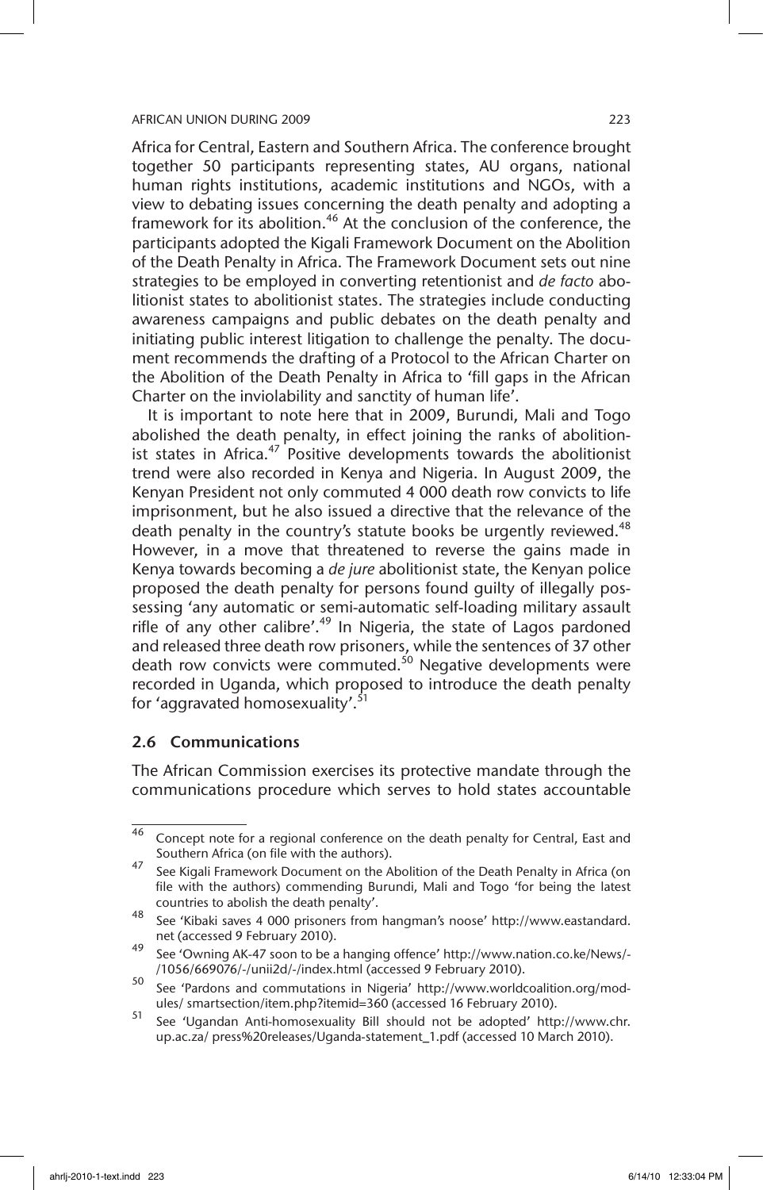Africa for Central, Eastern and Southern Africa. The conference brought together 50 participants representing states, AU organs, national human rights institutions, academic institutions and NGOs, with a view to debating issues concerning the death penalty and adopting a framework for its abolition.[46] At the conclusion of the conference, the participants adopted the Kigali Framework Document on the Abolition of the Death Penalty in Africa. The Framework Document sets out nine strategies to be employed in converting retentionist and *de facto* abolitionist states to abolitionist states. The strategies include conducting awareness campaigns and public debates on the death penalty and initiating public interest litigation to challenge the penalty. The document recommends the drafting of a Protocol to the African Charter on the Abolition of the Death Penalty in Africa to 'fill gaps in the African Charter on the inviolability and sanctity of human life'.

It is important to note here that in 2009, Burundi, Mali and Togo abolished the death penalty, in effect joining the ranks of abolitionist states in Africa.[47] Positive developments towards the abolitionist trend were also recorded in Kenya and Nigeria. In August 2009, the Kenyan President not only commuted 4 000 death row convicts to life imprisonment, but he also issued a directive that the relevance of the death penalty in the country's statute books be urgently reviewed.[48] However, in a move that threatened to reverse the gains made in Kenya towards becoming a *de jure* abolitionist state, the Kenyan police proposed the death penalty for persons found guilty of illegally possessing 'any automatic or semi-automatic self-loading military assault rifle of any other calibre'.[49] In Nigeria, the state of Lagos pardoned and released three death row prisoners, while the sentences of 37 other death row convicts were commuted.[50] Negative developments were recorded in Uganda, which proposed to introduce the death penalty for 'aggravated homosexuality'.[51]

### 2.6 Communications

The African Commission exercises its protective mandate through the communications procedure which serves to hold states accountable

---

46 Concept note for a regional conference on the death penalty for Central, East and Southern Africa (on file with the authors).

47 See Kigali Framework Document on the Abolition of the Death Penalty in Africa (on file with the authors) commending Burundi, Mali and Togo 'for being the latest countries to abolish the death penalty'.

48 See 'Kibaki saves 4 000 prisoners from hangman's noose' http://www.eastandard.net (accessed 9 February 2010).

49 See 'Owning AK-47 soon to be a hanging offence' http://www.nation.co.ke/News/-/1056/669076/-/unii2d/-/index.html (accessed 9 February 2010).

50 See 'Pardons and commutations in Nigeria' http://www.worldcoalition.org/modules/ smartsection/item.php?itemid=360 (accessed 16 February 2010).

51 See 'Ugandan Anti-homosexuality Bill should not be adopted' http://www.chr.up.ac.za/ press%20releases/Uganda-statement_1.pdf (accessed 10 March 2010).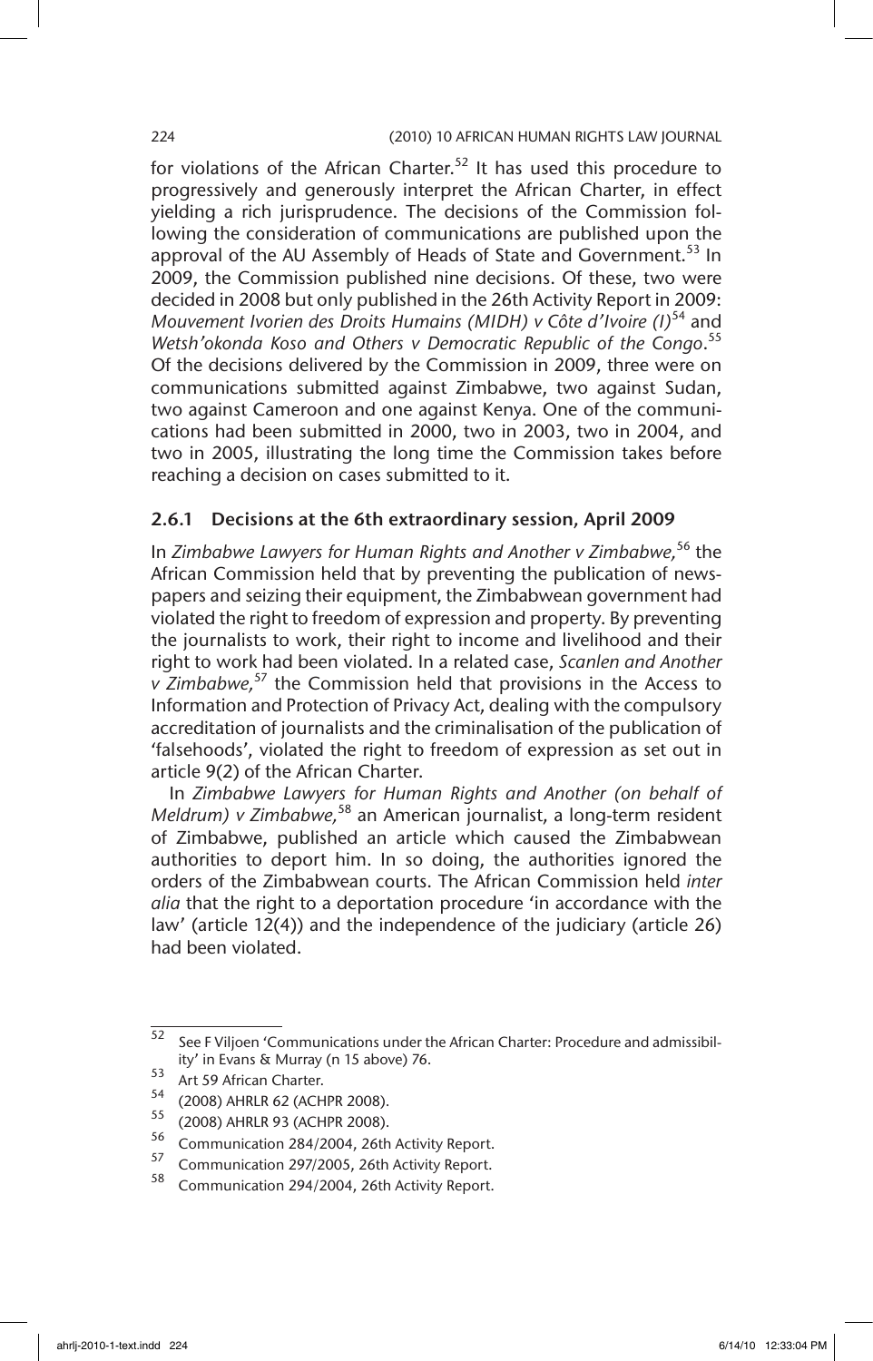for violations of the African Charter.[52] It has used this procedure to progressively and generously interpret the African Charter, in effect yielding a rich jurisprudence. The decisions of the Commission following the consideration of communications are published upon the approval of the AU Assembly of Heads of State and Government.[53] In 2009, the Commission published nine decisions. Of these, two were decided in 2008 but only published in the 26th Activity Report in 2009: *Mouvement Ivorien des Droits Humains (MIDH) v Côte d'Ivoire (I)*[54] and *Wetsh'okonda Koso and Others v Democratic Republic of the Congo*.[55] Of the decisions delivered by the Commission in 2009, three were on communications submitted against Zimbabwe, two against Sudan, two against Cameroon and one against Kenya. One of the communications had been submitted in 2000, two in 2003, two in 2004, and two in 2005, illustrating the long time the Commission takes before reaching a decision on cases submitted to it.

### 2.6.1 Decisions at the 6th extraordinary session, April 2009

In *Zimbabwe Lawyers for Human Rights and Another v Zimbabwe,*[56] the African Commission held that by preventing the publication of newspapers and seizing their equipment, the Zimbabwean government had violated the right to freedom of expression and property. By preventing the journalists to work, their right to income and livelihood and their right to work had been violated. In a related case, *Scanlen and Another v Zimbabwe,*[57] the Commission held that provisions in the Access to Information and Protection of Privacy Act, dealing with the compulsory accreditation of journalists and the criminalisation of the publication of 'falsehoods', violated the right to freedom of expression as set out in article 9(2) of the African Charter.

In *Zimbabwe Lawyers for Human Rights and Another (on behalf of Meldrum) v Zimbabwe,*[58] an American journalist, a long-term resident of Zimbabwe, published an article which caused the Zimbabwean authorities to deport him. In so doing, the authorities ignored the orders of the Zimbabwean courts. The African Commission held *inter alia* that the right to a deportation procedure 'in accordance with the law' (article 12(4)) and the independence of the judiciary (article 26) had been violated.

---

[52] See F Viljoen 'Communications under the African Charter: Procedure and admissibility' in Evans & Murray (n 15 above) 76.

[53] Art 59 African Charter.

[54] (2008) AHRLR 62 (ACHPR 2008).

[55] (2008) AHRLR 93 (ACHPR 2008).

[56] Communication 284/2004, 26th Activity Report.

[57] Communication 297/2005, 26th Activity Report.

[58] Communication 294/2004, 26th Activity Report.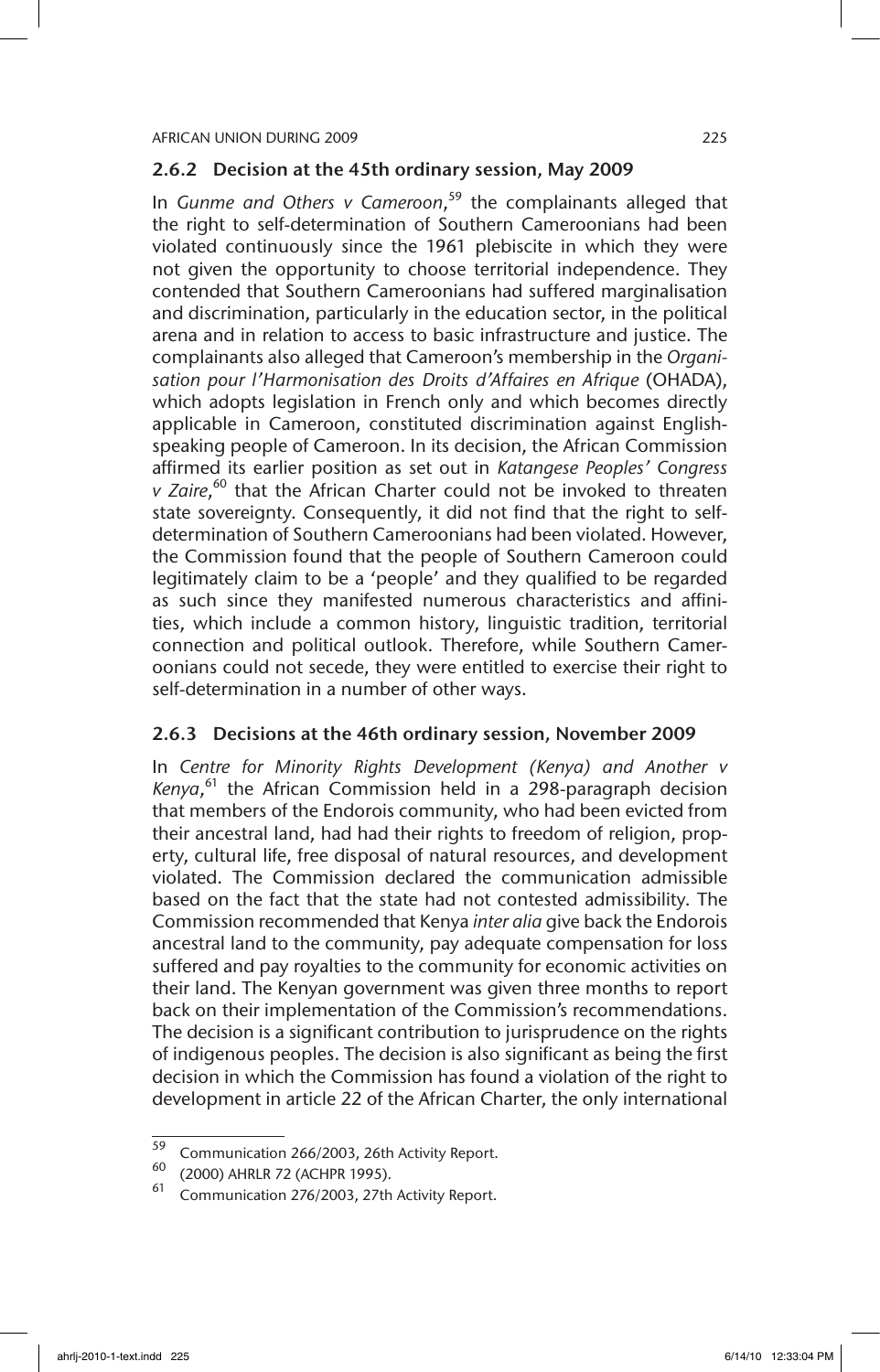### 2.6.2 Decision at the 45th ordinary session, May 2009

In *Gunme and Others v Cameroon*,[59] the complainants alleged that the right to self-determination of Southern Cameroonians had been violated continuously since the 1961 plebiscite in which they were not given the opportunity to choose territorial independence. They contended that Southern Cameroonians had suffered marginalisation and discrimination, particularly in the education sector, in the political arena and in relation to access to basic infrastructure and justice. The complainants also alleged that Cameroon's membership in the *Organisation pour l'Harmonisation des Droits d'Affaires en Afrique* (OHADA), which adopts legislation in French only and which becomes directly applicable in Cameroon, constituted discrimination against English-speaking people of Cameroon. In its decision, the African Commission affirmed its earlier position as set out in *Katangese Peoples' Congress v Zaire*,[60] that the African Charter could not be invoked to threaten state sovereignty. Consequently, it did not find that the right to self-determination of Southern Cameroonians had been violated. However, the Commission found that the people of Southern Cameroon could legitimately claim to be a 'people' and they qualified to be regarded as such since they manifested numerous characteristics and affinities, which include a common history, linguistic tradition, territorial connection and political outlook. Therefore, while Southern Cameroonians could not secede, they were entitled to exercise their right to self-determination in a number of other ways.

### 2.6.3 Decisions at the 46th ordinary session, November 2009

In *Centre for Minority Rights Development (Kenya) and Another v Kenya*,[61] the African Commission held in a 298-paragraph decision that members of the Endorois community, who had been evicted from their ancestral land, had had their rights to freedom of religion, property, cultural life, free disposal of natural resources, and development violated. The Commission declared the communication admissible based on the fact that the state had not contested admissibility. The Commission recommended that Kenya *inter alia* give back the Endorois ancestral land to the community, pay adequate compensation for loss suffered and pay royalties to the community for economic activities on their land. The Kenyan government was given three months to report back on their implementation of the Commission's recommendations. The decision is a significant contribution to jurisprudence on the rights of indigenous peoples. The decision is also significant as being the first decision in which the Commission has found a violation of the right to development in article 22 of the African Charter, the only international

---

[59] Communication 266/2003, 26th Activity Report.

[60] (2000) AHRLR 72 (ACHPR 1995).

[61] Communication 276/2003, 27th Activity Report.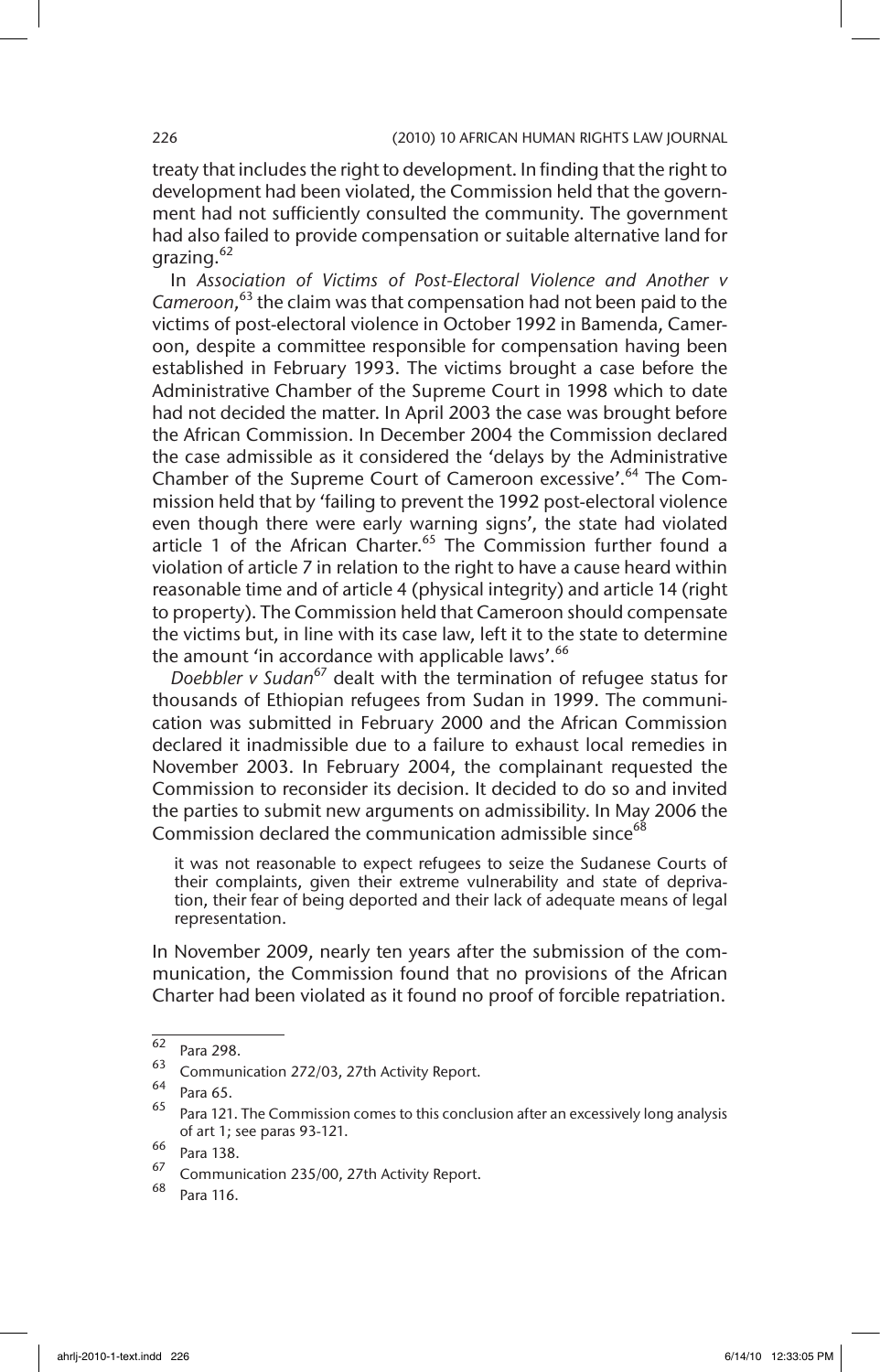treaty that includes the right to development. In finding that the right to development had been violated, the Commission held that the government had not sufficiently consulted the community. The government had also failed to provide compensation or suitable alternative land for grazing.[62]

In *Association of Victims of Post-Electoral Violence and Another v Cameroon*,[63] the claim was that compensation had not been paid to the victims of post-electoral violence in October 1992 in Bamenda, Cameroon, despite a committee responsible for compensation having been established in February 1993. The victims brought a case before the Administrative Chamber of the Supreme Court in 1998 which to date had not decided the matter. In April 2003 the case was brought before the African Commission. In December 2004 the Commission declared the case admissible as it considered the 'delays by the Administrative Chamber of the Supreme Court of Cameroon excessive'.[64] The Commission held that by 'failing to prevent the 1992 post-electoral violence even though there were early warning signs', the state had violated article 1 of the African Charter.[65] The Commission further found a violation of article 7 in relation to the right to have a cause heard within reasonable time and of article 4 (physical integrity) and article 14 (right to property). The Commission held that Cameroon should compensate the victims but, in line with its case law, left it to the state to determine the amount 'in accordance with applicable laws'.[66]

*Doebbler v Sudan*[67] dealt with the termination of refugee status for thousands of Ethiopian refugees from Sudan in 1999. The communication was submitted in February 2000 and the African Commission declared it inadmissible due to a failure to exhaust local remedies in November 2003. In February 2004, the complainant requested the Commission to reconsider its decision. It decided to do so and invited the parties to submit new arguments on admissibility. In May 2006 the Commission declared the communication admissible since[68]

> it was not reasonable to expect refugees to seize the Sudanese Courts of their complaints, given their extreme vulnerability and state of deprivation, their fear of being deported and their lack of adequate means of legal representation.

In November 2009, nearly ten years after the submission of the communication, the Commission found that no provisions of the African Charter had been violated as it found no proof of forcible repatriation.

---

62 Para 298.

63 Communication 272/03, 27th Activity Report.

64 Para 65.

65 Para 121. The Commission comes to this conclusion after an excessively long analysis of art 1; see paras 93-121.

66 Para 138.

67 Communication 235/00, 27th Activity Report.

68 Para 116.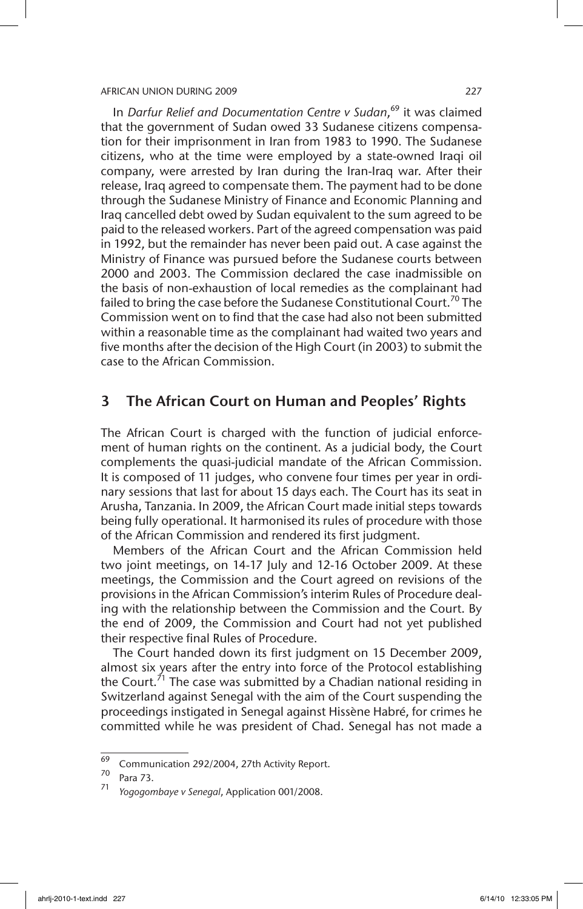In *Darfur Relief and Documentation Centre v Sudan*,[69] it was claimed that the government of Sudan owed 33 Sudanese citizens compensation for their imprisonment in Iran from 1983 to 1990. The Sudanese citizens, who at the time were employed by a state-owned Iraqi oil company, were arrested by Iran during the Iran-Iraq war. After their release, Iraq agreed to compensate them. The payment had to be done through the Sudanese Ministry of Finance and Economic Planning and Iraq cancelled debt owed by Sudan equivalent to the sum agreed to be paid to the released workers. Part of the agreed compensation was paid in 1992, but the remainder has never been paid out. A case against the Ministry of Finance was pursued before the Sudanese courts between 2000 and 2003. The Commission declared the case inadmissible on the basis of non-exhaustion of local remedies as the complainant had failed to bring the case before the Sudanese Constitutional Court.[70] The Commission went on to find that the case had also not been submitted within a reasonable time as the complainant had waited two years and five months after the decision of the High Court (in 2003) to submit the case to the African Commission.

## 3 The African Court on Human and Peoples' Rights

The African Court is charged with the function of judicial enforcement of human rights on the continent. As a judicial body, the Court complements the quasi-judicial mandate of the African Commission. It is composed of 11 judges, who convene four times per year in ordinary sessions that last for about 15 days each. The Court has its seat in Arusha, Tanzania. In 2009, the African Court made initial steps towards being fully operational. It harmonised its rules of procedure with those of the African Commission and rendered its first judgment.

Members of the African Court and the African Commission held two joint meetings, on 14-17 July and 12-16 October 2009. At these meetings, the Commission and the Court agreed on revisions of the provisions in the African Commission's interim Rules of Procedure dealing with the relationship between the Commission and the Court. By the end of 2009, the Commission and Court had not yet published their respective final Rules of Procedure.

The Court handed down its first judgment on 15 December 2009, almost six years after the entry into force of the Protocol establishing the Court.[71] The case was submitted by a Chadian national residing in Switzerland against Senegal with the aim of the Court suspending the proceedings instigated in Senegal against Hissène Habré, for crimes he committed while he was president of Chad. Senegal has not made a

---

[69] Communication 292/2004, 27th Activity Report.

[70] Para 73.

[71] *Yogogombaye v Senegal*, Application 001/2008.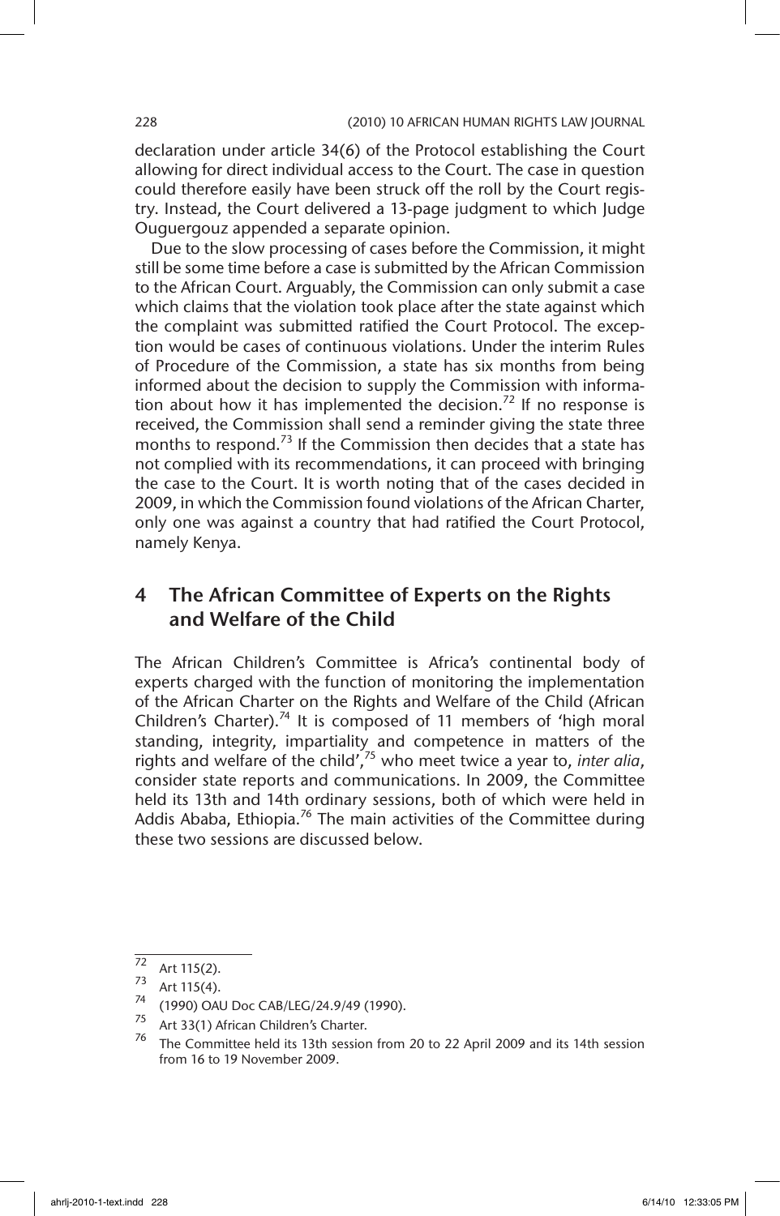declaration under article 34(6) of the Protocol establishing the Court allowing for direct individual access to the Court. The case in question could therefore easily have been struck off the roll by the Court registry. Instead, the Court delivered a 13-page judgment to which Judge Ouguergouz appended a separate opinion.

Due to the slow processing of cases before the Commission, it might still be some time before a case is submitted by the African Commission to the African Court. Arguably, the Commission can only submit a case which claims that the violation took place after the state against which the complaint was submitted ratified the Court Protocol. The exception would be cases of continuous violations. Under the interim Rules of Procedure of the Commission, a state has six months from being informed about the decision to supply the Commission with information about how it has implemented the decision.[72] If no response is received, the Commission shall send a reminder giving the state three months to respond.[73] If the Commission then decides that a state has not complied with its recommendations, it can proceed with bringing the case to the Court. It is worth noting that of the cases decided in 2009, in which the Commission found violations of the African Charter, only one was against a country that had ratified the Court Protocol, namely Kenya.

## 4 The African Committee of Experts on the Rights and Welfare of the Child

The African Children's Committee is Africa's continental body of experts charged with the function of monitoring the implementation of the African Charter on the Rights and Welfare of the Child (African Children's Charter).[74] It is composed of 11 members of 'high moral standing, integrity, impartiality and competence in matters of the rights and welfare of the child',[75] who meet twice a year to, *inter alia*, consider state reports and communications. In 2009, the Committee held its 13th and 14th ordinary sessions, both of which were held in Addis Ababa, Ethiopia.[76] The main activities of the Committee during these two sessions are discussed below.

---

72 Art 115(2).

73 Art 115(4).

74 (1990) OAU Doc CAB/LEG/24.9/49 (1990).

75 Art 33(1) African Children's Charter.

76 The Committee held its 13th session from 20 to 22 April 2009 and its 14th session from 16 to 19 November 2009.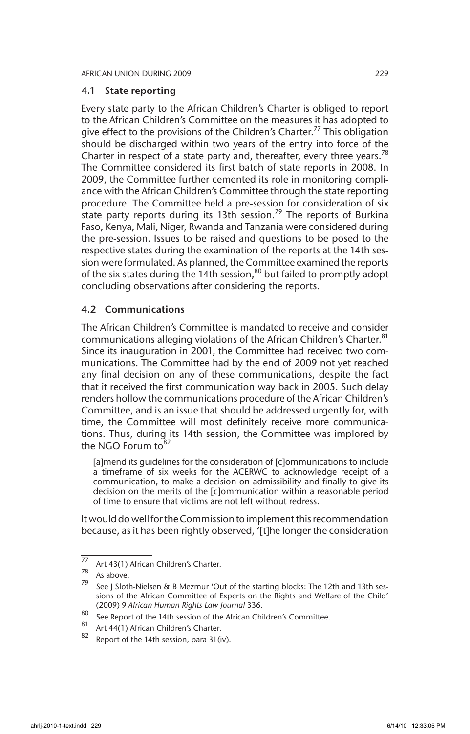### 4.1 State reporting

Every state party to the African Children's Charter is obliged to report to the African Children's Committee on the measures it has adopted to give effect to the provisions of the Children's Charter.[77] This obligation should be discharged within two years of the entry into force of the Charter in respect of a state party and, thereafter, every three years.[78] The Committee considered its first batch of state reports in 2008. In 2009, the Committee further cemented its role in monitoring compliance with the African Children's Committee through the state reporting procedure. The Committee held a pre-session for consideration of six state party reports during its 13th session.[79] The reports of Burkina Faso, Kenya, Mali, Niger, Rwanda and Tanzania were considered during the pre-session. Issues to be raised and questions to be posed to the respective states during the examination of the reports at the 14th session were formulated. As planned, the Committee examined the reports of the six states during the 14th session,[80] but failed to promptly adopt concluding observations after considering the reports.

### 4.2 Communications

The African Children's Committee is mandated to receive and consider communications alleging violations of the African Children's Charter.[81] Since its inauguration in 2001, the Committee had received two communications. The Committee had by the end of 2009 not yet reached any final decision on any of these communications, despite the fact that it received the first communication way back in 2005. Such delay renders hollow the communications procedure of the African Children's Committee, and is an issue that should be addressed urgently for, with time, the Committee will most definitely receive more communications. Thus, during its 14th session, the Committee was implored by the NGO Forum to[82]

> [a]mend its guidelines for the consideration of [c]ommunications to include a timeframe of six weeks for the ACERWC to acknowledge receipt of a communication, to make a decision on admissibility and finally to give its decision on the merits of the [c]ommunication within a reasonable period of time to ensure that victims are not left without redress.

It would do well for the Commission to implement this recommendation because, as it has been rightly observed, '[t]he longer the consideration

---

[77] Art 43(1) African Children's Charter.

[78] As above.

[79] See J Sloth-Nielsen & B Mezmur 'Out of the starting blocks: The 12th and 13th sessions of the African Committee of Experts on the Rights and Welfare of the Child' (2009) 9 *African Human Rights Law Journal* 336.

[80] See Report of the 14th session of the African Children's Committee.

[81] Art 44(1) African Children's Charter.

[82] Report of the 14th session, para 31(iv).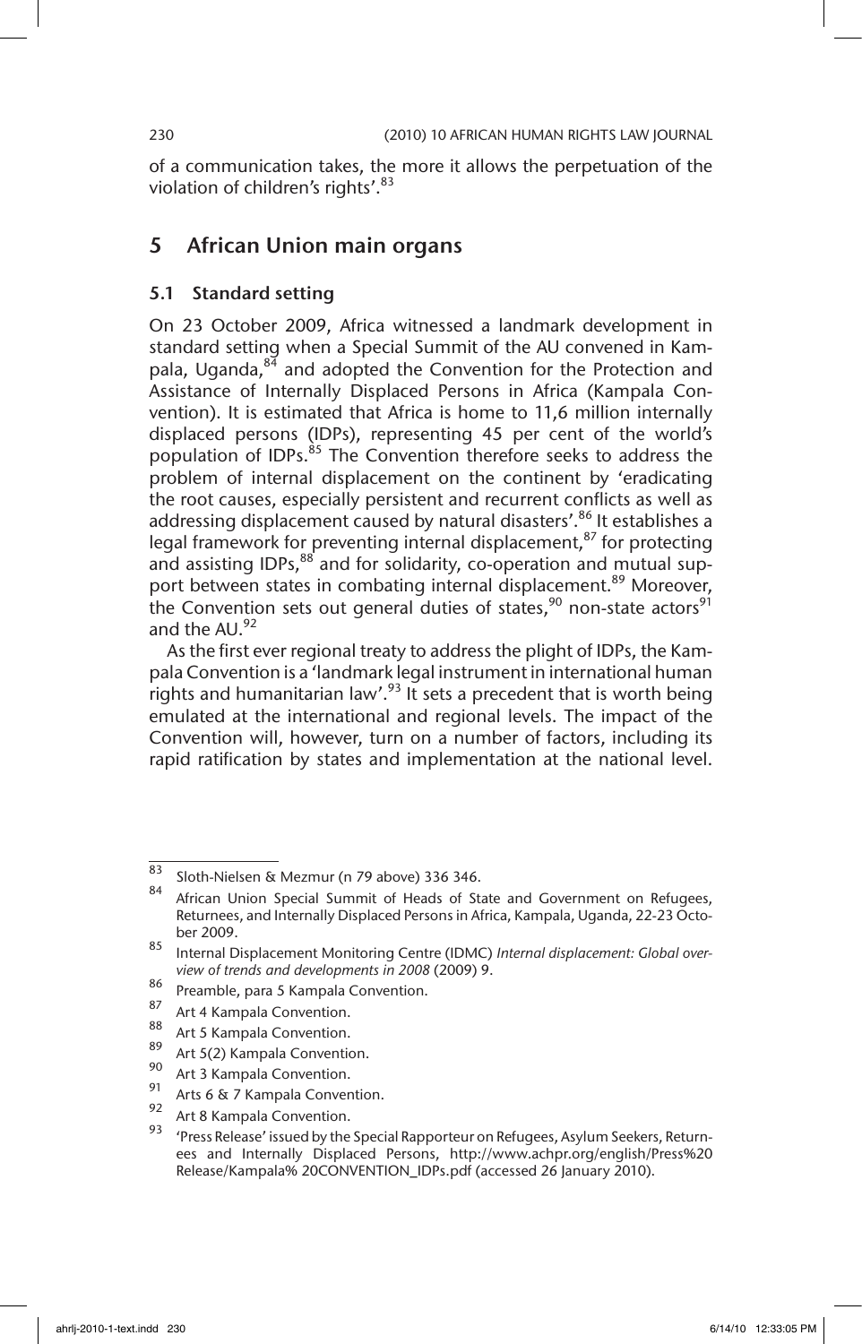of a communication takes, the more it allows the perpetuation of the violation of children's rights'.[83]

## 5 African Union main organs

### 5.1 Standard setting

On 23 October 2009, Africa witnessed a landmark development in standard setting when a Special Summit of the AU convened in Kampala, Uganda,[84] and adopted the Convention for the Protection and Assistance of Internally Displaced Persons in Africa (Kampala Convention). It is estimated that Africa is home to 11,6 million internally displaced persons (IDPs), representing 45 per cent of the world's population of IDPs.[85] The Convention therefore seeks to address the problem of internal displacement on the continent by 'eradicating the root causes, especially persistent and recurrent conflicts as well as addressing displacement caused by natural disasters'.[86] It establishes a legal framework for preventing internal displacement,[87] for protecting and assisting IDPs,[88] and for solidarity, co-operation and mutual support between states in combating internal displacement.[89] Moreover, the Convention sets out general duties of states,[90] non-state actors[91] and the AU.[92]

As the first ever regional treaty to address the plight of IDPs, the Kampala Convention is a 'landmark legal instrument in international human rights and humanitarian law'.[93] It sets a precedent that is worth being emulated at the international and regional levels. The impact of the Convention will, however, turn on a number of factors, including its rapid ratification by states and implementation at the national level.

---

83 Sloth-Nielsen & Mezmur (n 79 above) 336 346.

84 African Union Special Summit of Heads of State and Government on Refugees, Returnees, and Internally Displaced Persons in Africa, Kampala, Uganda, 22-23 October 2009.

85 Internal Displacement Monitoring Centre (IDMC) *Internal displacement: Global overview of trends and developments in 2008* (2009) 9.

86 Preamble, para 5 Kampala Convention.

87 Art 4 Kampala Convention.

88 Art 5 Kampala Convention.

89 Art 5(2) Kampala Convention.

90 Art 3 Kampala Convention.

91 Arts 6 & 7 Kampala Convention.

92 Art 8 Kampala Convention.

93 'Press Release' issued by the Special Rapporteur on Refugees, Asylum Seekers, Returnees and Internally Displaced Persons, http://www.achpr.org/english/Press%20 Release/Kampala% 20CONVENTION_IDPs.pdf (accessed 26 January 2010).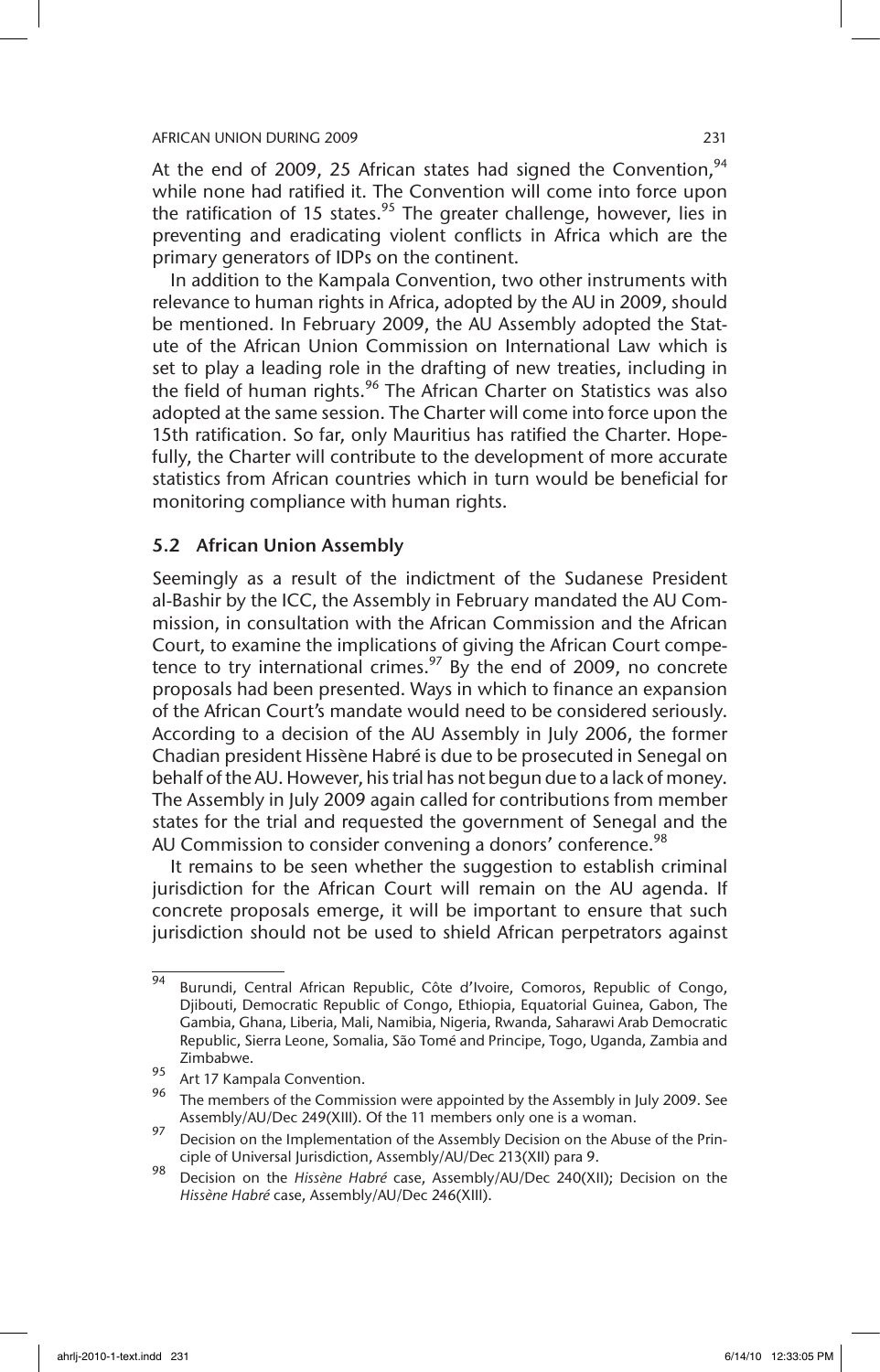At the end of 2009, 25 African states had signed the Convention,[94] while none had ratified it. The Convention will come into force upon the ratification of 15 states.[95] The greater challenge, however, lies in preventing and eradicating violent conflicts in Africa which are the primary generators of IDPs on the continent.

In addition to the Kampala Convention, two other instruments with relevance to human rights in Africa, adopted by the AU in 2009, should be mentioned. In February 2009, the AU Assembly adopted the Statute of the African Union Commission on International Law which is set to play a leading role in the drafting of new treaties, including in the field of human rights.[96] The African Charter on Statistics was also adopted at the same session. The Charter will come into force upon the 15th ratification. So far, only Mauritius has ratified the Charter. Hopefully, the Charter will contribute to the development of more accurate statistics from African countries which in turn would be beneficial for monitoring compliance with human rights.

### 5.2 African Union Assembly

Seemingly as a result of the indictment of the Sudanese President al-Bashir by the ICC, the Assembly in February mandated the AU Commission, in consultation with the African Commission and the African Court, to examine the implications of giving the African Court competence to try international crimes.[97] By the end of 2009, no concrete proposals had been presented. Ways in which to finance an expansion of the African Court's mandate would need to be considered seriously. According to a decision of the AU Assembly in July 2006, the former Chadian president Hissène Habré is due to be prosecuted in Senegal on behalf of the AU. However, his trial has not begun due to a lack of money. The Assembly in July 2009 again called for contributions from member states for the trial and requested the government of Senegal and the AU Commission to consider convening a donors' conference.[98]

It remains to be seen whether the suggestion to establish criminal jurisdiction for the African Court will remain on the AU agenda. If concrete proposals emerge, it will be important to ensure that such jurisdiction should not be used to shield African perpetrators against

---

[94] Burundi, Central African Republic, Côte d'Ivoire, Comoros, Republic of Congo, Djibouti, Democratic Republic of Congo, Ethiopia, Equatorial Guinea, Gabon, The Gambia, Ghana, Liberia, Mali, Namibia, Nigeria, Rwanda, Saharawi Arab Democratic Republic, Sierra Leone, Somalia, São Tomé and Principe, Togo, Uganda, Zambia and Zimbabwe.

[95] Art 17 Kampala Convention.

[96] The members of the Commission were appointed by the Assembly in July 2009. See Assembly/AU/Dec 249(XIII). Of the 11 members only one is a woman.

[97] Decision on the Implementation of the Assembly Decision on the Abuse of the Principle of Universal Jurisdiction, Assembly/AU/Dec 213(XII) para 9.

[98] Decision on the *Hissène Habré* case, Assembly/AU/Dec 240(XII); Decision on the *Hissène Habré* case, Assembly/AU/Dec 246(XIII).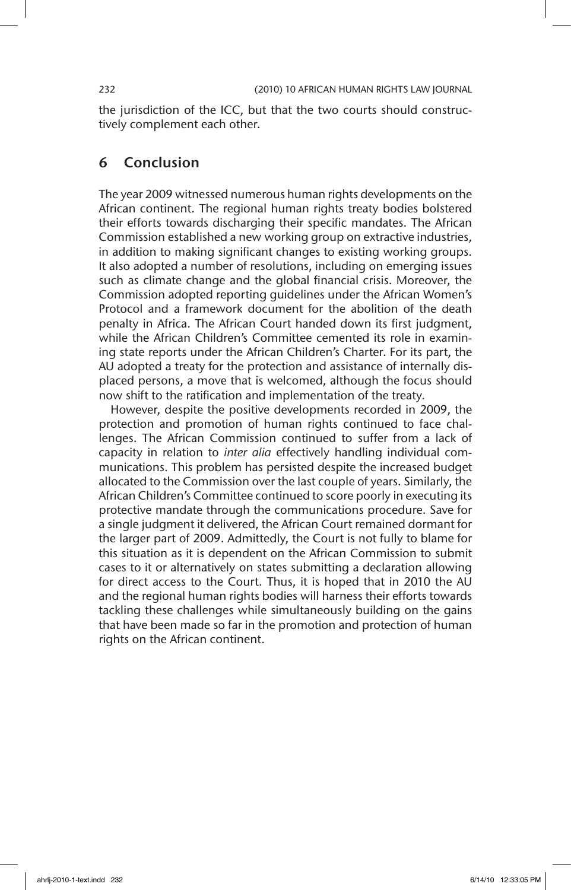the jurisdiction of the ICC, but that the two courts should constructively complement each other.

## 6 Conclusion

The year 2009 witnessed numerous human rights developments on the African continent. The regional human rights treaty bodies bolstered their efforts towards discharging their specific mandates. The African Commission established a new working group on extractive industries, in addition to making significant changes to existing working groups. It also adopted a number of resolutions, including on emerging issues such as climate change and the global financial crisis. Moreover, the Commission adopted reporting guidelines under the African Women's Protocol and a framework document for the abolition of the death penalty in Africa. The African Court handed down its first judgment, while the African Children's Committee cemented its role in examining state reports under the African Children's Charter. For its part, the AU adopted a treaty for the protection and assistance of internally displaced persons, a move that is welcomed, although the focus should now shift to the ratification and implementation of the treaty.

However, despite the positive developments recorded in 2009, the protection and promotion of human rights continued to face challenges. The African Commission continued to suffer from a lack of capacity in relation to *inter alia* effectively handling individual communications. This problem has persisted despite the increased budget allocated to the Commission over the last couple of years. Similarly, the African Children's Committee continued to score poorly in executing its protective mandate through the communications procedure. Save for a single judgment it delivered, the African Court remained dormant for the larger part of 2009. Admittedly, the Court is not fully to blame for this situation as it is dependent on the African Commission to submit cases to it or alternatively on states submitting a declaration allowing for direct access to the Court. Thus, it is hoped that in 2010 the AU and the regional human rights bodies will harness their efforts towards tackling these challenges while simultaneously building on the gains that have been made so far in the promotion and protection of human rights on the African continent.